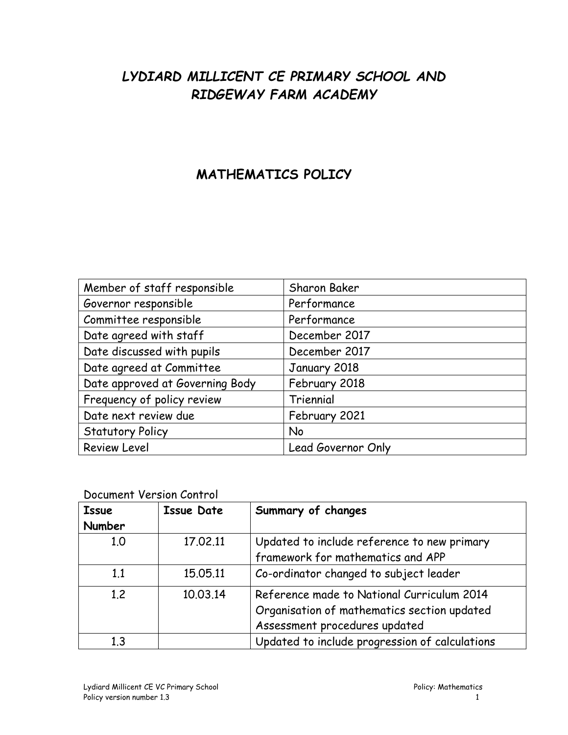# *LYDIARD MILLICENT CE PRIMARY SCHOOL AND RIDGEWAY FARM ACADEMY*

## MATHEMATICS POLICY

| Member of staff responsible | Sharon Baker |
|---|---|
| Governor responsible | Performance |
| Committee responsible | Performance |
| Date agreed with staff | December 2017 |
| Date discussed with pupils | December 2017 |
| Date agreed at Committee | January 2018 |
| Date approved at Governing Body | February 2018 |
| Frequency of policy review | Triennial |
| Date next review due | February 2021 |
| Statutory Policy | No |
| Review Level | Lead Governor Only |

Document Version Control

| **Issue Number** | **Issue Date** | **Summary of changes** |
|---|---|---|
| 1.0 | 17.02.11 | Updated to include reference to new primary framework for mathematics and APP |
| 1.1 | 15.05.11 | Co-ordinator changed to subject leader |
| 1.2 | 10.03.14 | Reference made to National Curriculum 2014<br>Organisation of mathematics section updated<br>Assessment procedures updated |
| 1.3 | | Updated to include progression of calculations |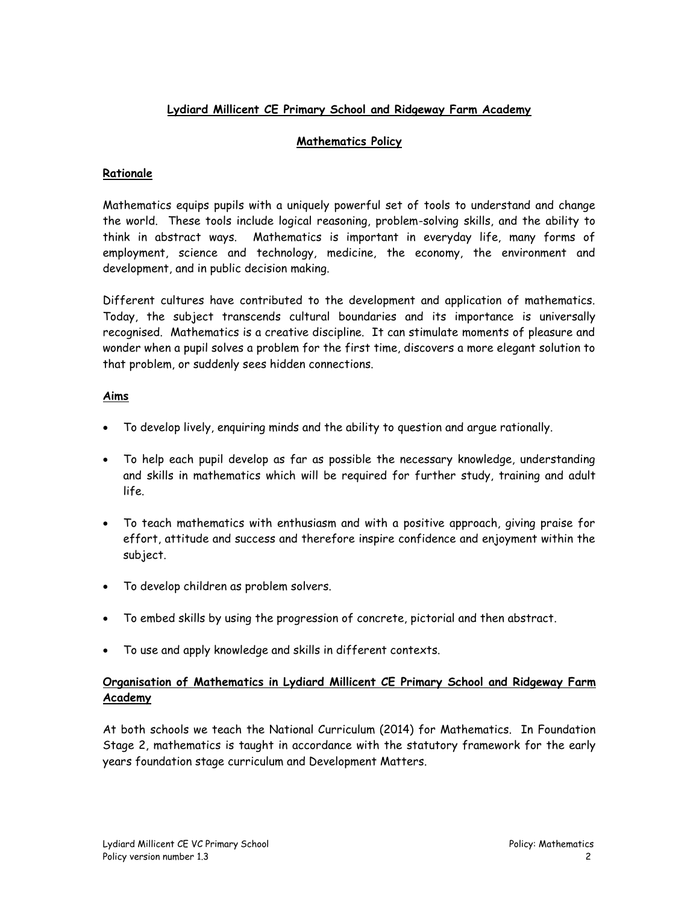**Lydiard Millicent CE Primary School and Ridgeway Farm Academy**

**Mathematics Policy**

## Rationale

Mathematics equips pupils with a uniquely powerful set of tools to understand and change the world. These tools include logical reasoning, problem-solving skills, and the ability to think in abstract ways. Mathematics is important in everyday life, many forms of employment, science and technology, medicine, the economy, the environment and development, and in public decision making.

Different cultures have contributed to the development and application of mathematics. Today, the subject transcends cultural boundaries and its importance is universally recognised. Mathematics is a creative discipline. It can stimulate moments of pleasure and wonder when a pupil solves a problem for the first time, discovers a more elegant solution to that problem, or suddenly sees hidden connections.

## Aims

- To develop lively, enquiring minds and the ability to question and argue rationally.
- To help each pupil develop as far as possible the necessary knowledge, understanding and skills in mathematics which will be required for further study, training and adult life.
- To teach mathematics with enthusiasm and with a positive approach, giving praise for effort, attitude and success and therefore inspire confidence and enjoyment within the subject.
- To develop children as problem solvers.
- To embed skills by using the progression of concrete, pictorial and then abstract.
- To use and apply knowledge and skills in different contexts.

## Organisation of Mathematics in Lydiard Millicent CE Primary School and Ridgeway Farm Academy

At both schools we teach the National Curriculum (2014) for Mathematics. In Foundation Stage 2, mathematics is taught in accordance with the statutory framework for the early years foundation stage curriculum and Development Matters.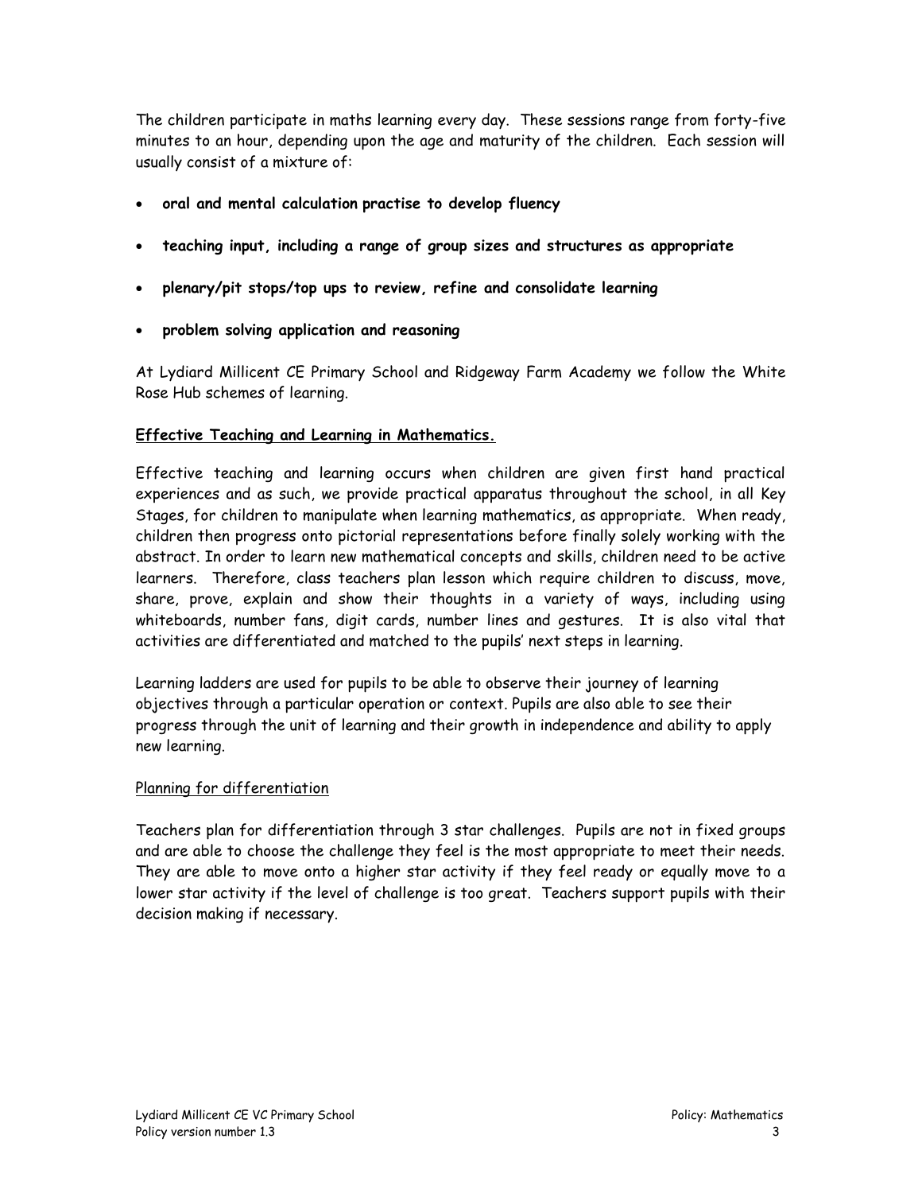The children participate in maths learning every day. These sessions range from forty-five minutes to an hour, depending upon the age and maturity of the children. Each session will usually consist of a mixture of:

- **oral and mental calculation practise to develop fluency**
- **teaching input, including a range of group sizes and structures as appropriate**
- **plenary/pit stops/top ups to review, refine and consolidate learning**
- **problem solving application and reasoning**

At Lydiard Millicent CE Primary School and Ridgeway Farm Academy we follow the White Rose Hub schemes of learning.

## **Effective Teaching and Learning in Mathematics.**

Effective teaching and learning occurs when children are given first hand practical experiences and as such, we provide practical apparatus throughout the school, in all Key Stages, for children to manipulate when learning mathematics, as appropriate. When ready, children then progress onto pictorial representations before finally solely working with the abstract. In order to learn new mathematical concepts and skills, children need to be active learners. Therefore, class teachers plan lesson which require children to discuss, move, share, prove, explain and show their thoughts in a variety of ways, including using whiteboards, number fans, digit cards, number lines and gestures. It is also vital that activities are differentiated and matched to the pupils' next steps in learning.

Learning ladders are used for pupils to be able to observe their journey of learning objectives through a particular operation or context. Pupils are also able to see their progress through the unit of learning and their growth in independence and ability to apply new learning.

### Planning for differentiation

Teachers plan for differentiation through 3 star challenges. Pupils are not in fixed groups and are able to choose the challenge they feel is the most appropriate to meet their needs. They are able to move onto a higher star activity if they feel ready or equally move to a lower star activity if the level of challenge is too great. Teachers support pupils with their decision making if necessary.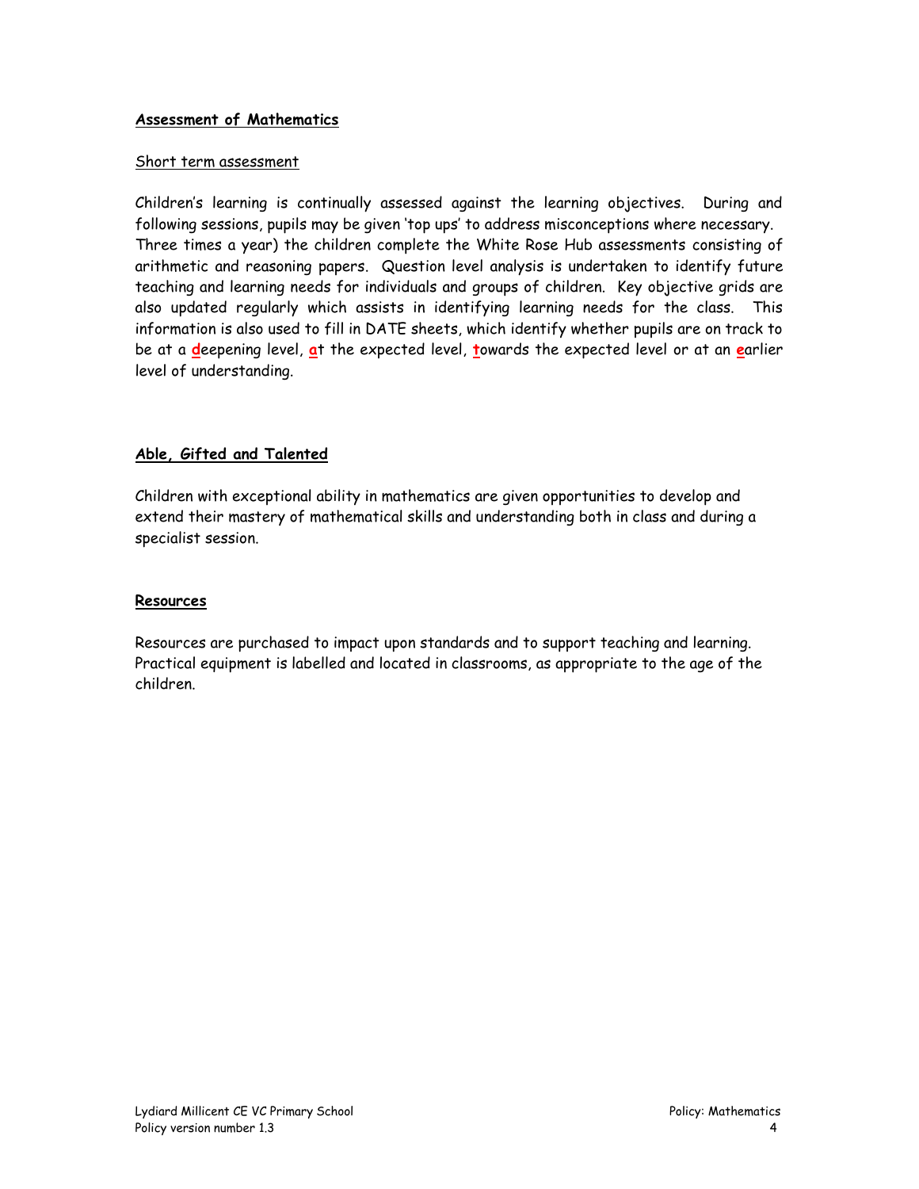**Assessment of Mathematics**

Short term assessment

Children's learning is continually assessed against the learning objectives. During and following sessions, pupils may be given 'top ups' to address misconceptions where necessary. Three times a year) the children complete the White Rose Hub assessments consisting of arithmetic and reasoning papers. Question level analysis is undertaken to identify future teaching and learning needs for individuals and groups of children. Key objective grids are also updated regularly which assists in identifying learning needs for the class. This information is also used to fill in DATE sheets, which identify whether pupils are on track to be at a **d**eepening level, **a**t the expected level, **t**owards the expected level or at an **e**arlier level of understanding.

**Able, Gifted and Talented**

Children with exceptional ability in mathematics are given opportunities to develop and extend their mastery of mathematical skills and understanding both in class and during a specialist session.

**Resources**

Resources are purchased to impact upon standards and to support teaching and learning. Practical equipment is labelled and located in classrooms, as appropriate to the age of the children.